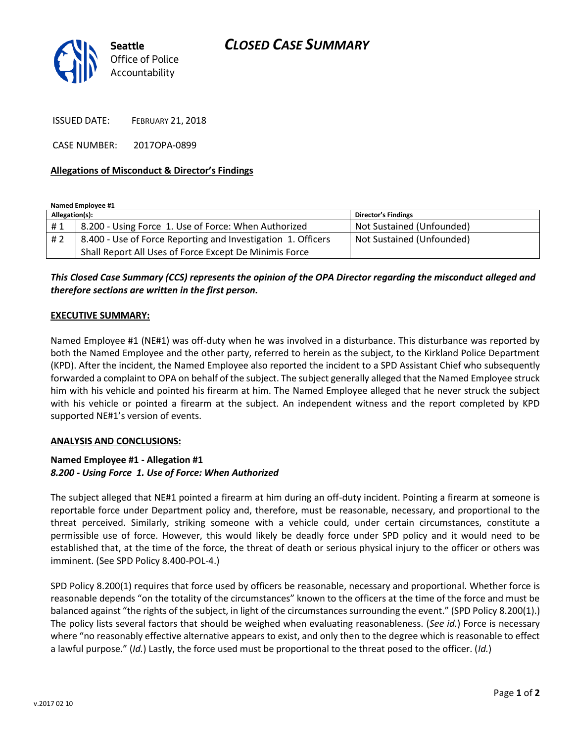Seattle Office of Police Accountability

# CLOSED CASE SUMMARY

ISSUED DATE: FEBRUARY 21, 2018

CASE NUMBER: 2017OPA-0899

**Allegations of Misconduct & Director's Findings**

**Named Employee #1**

| Allegation(s): | | Director's Findings |
|---|---|---|
| # 1 | 8.200 - Using Force 1. Use of Force: When Authorized | Not Sustained (Unfounded) |
| # 2 | 8.400 - Use of Force Reporting and Investigation 1. Officers Shall Report All Uses of Force Except De Minimis Force | Not Sustained (Unfounded) |

***This Closed Case Summary (CCS) represents the opinion of the OPA Director regarding the misconduct alleged and therefore sections are written in the first person.***

**EXECUTIVE SUMMARY:**

Named Employee #1 (NE#1) was off-duty when he was involved in a disturbance. This disturbance was reported by both the Named Employee and the other party, referred to herein as the subject, to the Kirkland Police Department (KPD). After the incident, the Named Employee also reported the incident to a SPD Assistant Chief who subsequently forwarded a complaint to OPA on behalf of the subject. The subject generally alleged that the Named Employee struck him with his vehicle and pointed his firearm at him. The Named Employee alleged that he never struck the subject with his vehicle or pointed a firearm at the subject. An independent witness and the report completed by KPD supported NE#1's version of events.

**ANALYSIS AND CONCLUSIONS:**

**Named Employee #1 - Allegation #1**
***8.200 - Using Force 1. Use of Force: When Authorized***

The subject alleged that NE#1 pointed a firearm at him during an off-duty incident. Pointing a firearm at someone is reportable force under Department policy and, therefore, must be reasonable, necessary, and proportional to the threat perceived. Similarly, striking someone with a vehicle could, under certain circumstances, constitute a permissible use of force. However, this would likely be deadly force under SPD policy and it would need to be established that, at the time of the force, the threat of death or serious physical injury to the officer or others was imminent. (See SPD Policy 8.400-POL-4.)

SPD Policy 8.200(1) requires that force used by officers be reasonable, necessary and proportional. Whether force is reasonable depends "on the totality of the circumstances" known to the officers at the time of the force and must be balanced against "the rights of the subject, in light of the circumstances surrounding the event." (SPD Policy 8.200(1).) The policy lists several factors that should be weighed when evaluating reasonableness. (*See id.*) Force is necessary where "no reasonably effective alternative appears to exist, and only then to the degree which is reasonable to effect a lawful purpose." (*Id.*) Lastly, the force used must be proportional to the threat posed to the officer. (*Id.*)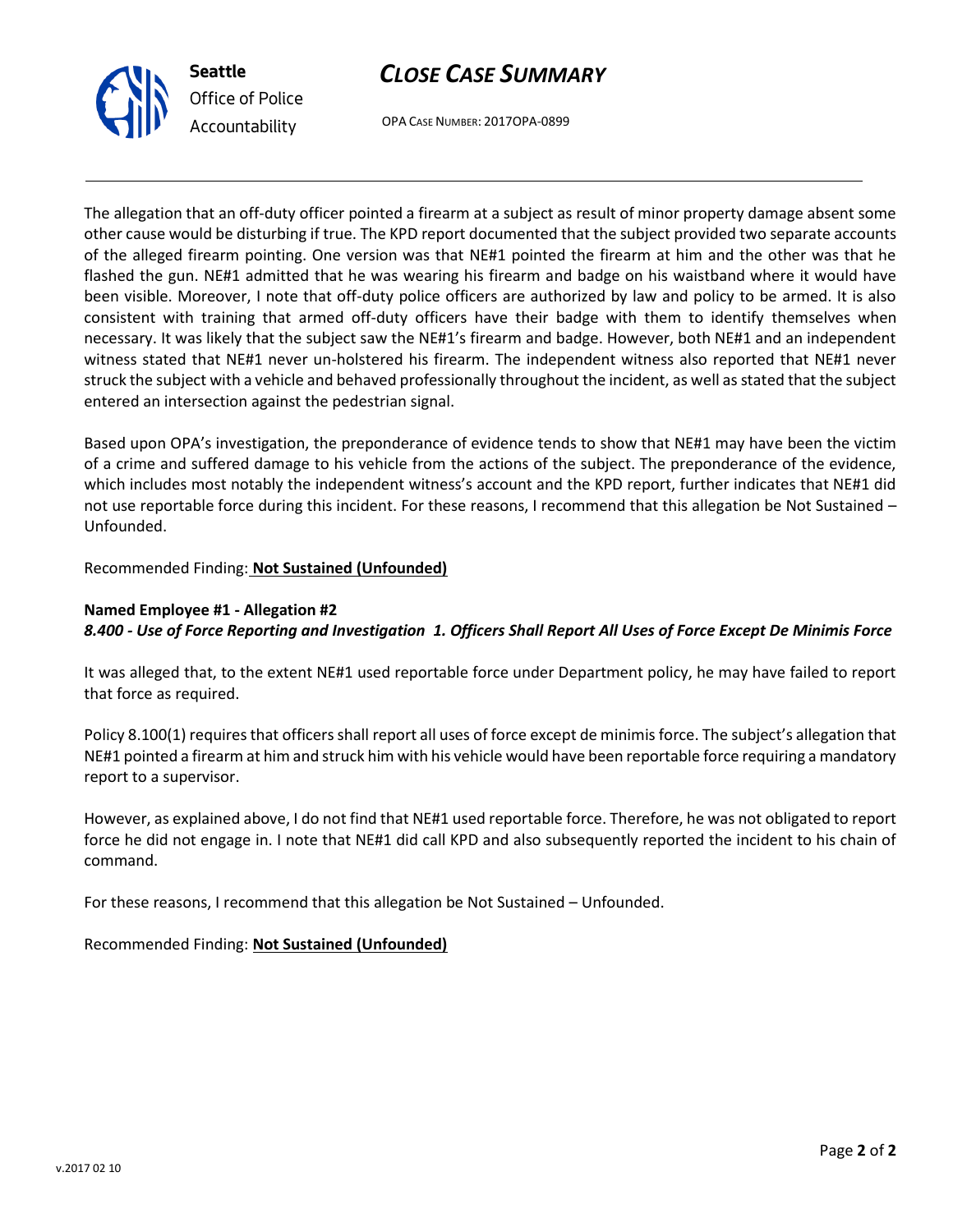The allegation that an off-duty officer pointed a firearm at a subject as result of minor property damage absent some other cause would be disturbing if true. The KPD report documented that the subject provided two separate accounts of the alleged firearm pointing. One version was that NE#1 pointed the firearm at him and the other was that he flashed the gun. NE#1 admitted that he was wearing his firearm and badge on his waistband where it would have been visible. Moreover, I note that off-duty police officers are authorized by law and policy to be armed. It is also consistent with training that armed off-duty officers have their badge with them to identify themselves when necessary. It was likely that the subject saw the NE#1's firearm and badge. However, both NE#1 and an independent witness stated that NE#1 never un-holstered his firearm. The independent witness also reported that NE#1 never struck the subject with a vehicle and behaved professionally throughout the incident, as well as stated that the subject entered an intersection against the pedestrian signal.

Based upon OPA's investigation, the preponderance of evidence tends to show that NE#1 may have been the victim of a crime and suffered damage to his vehicle from the actions of the subject. The preponderance of the evidence, which includes most notably the independent witness's account and the KPD report, further indicates that NE#1 did not use reportable force during this incident. For these reasons, I recommend that this allegation be Not Sustained – Unfounded.

Recommended Finding: **Not Sustained (Unfounded)**

**Named Employee #1 - Allegation #2**
***8.400 - Use of Force Reporting and Investigation 1. Officers Shall Report All Uses of Force Except De Minimis Force***

It was alleged that, to the extent NE#1 used reportable force under Department policy, he may have failed to report that force as required.

Policy 8.100(1) requires that officers shall report all uses of force except de minimis force. The subject's allegation that NE#1 pointed a firearm at him and struck him with his vehicle would have been reportable force requiring a mandatory report to a supervisor.

However, as explained above, I do not find that NE#1 used reportable force. Therefore, he was not obligated to report force he did not engage in. I note that NE#1 did call KPD and also subsequently reported the incident to his chain of command.

For these reasons, I recommend that this allegation be Not Sustained – Unfounded.

Recommended Finding: **Not Sustained (Unfounded)**